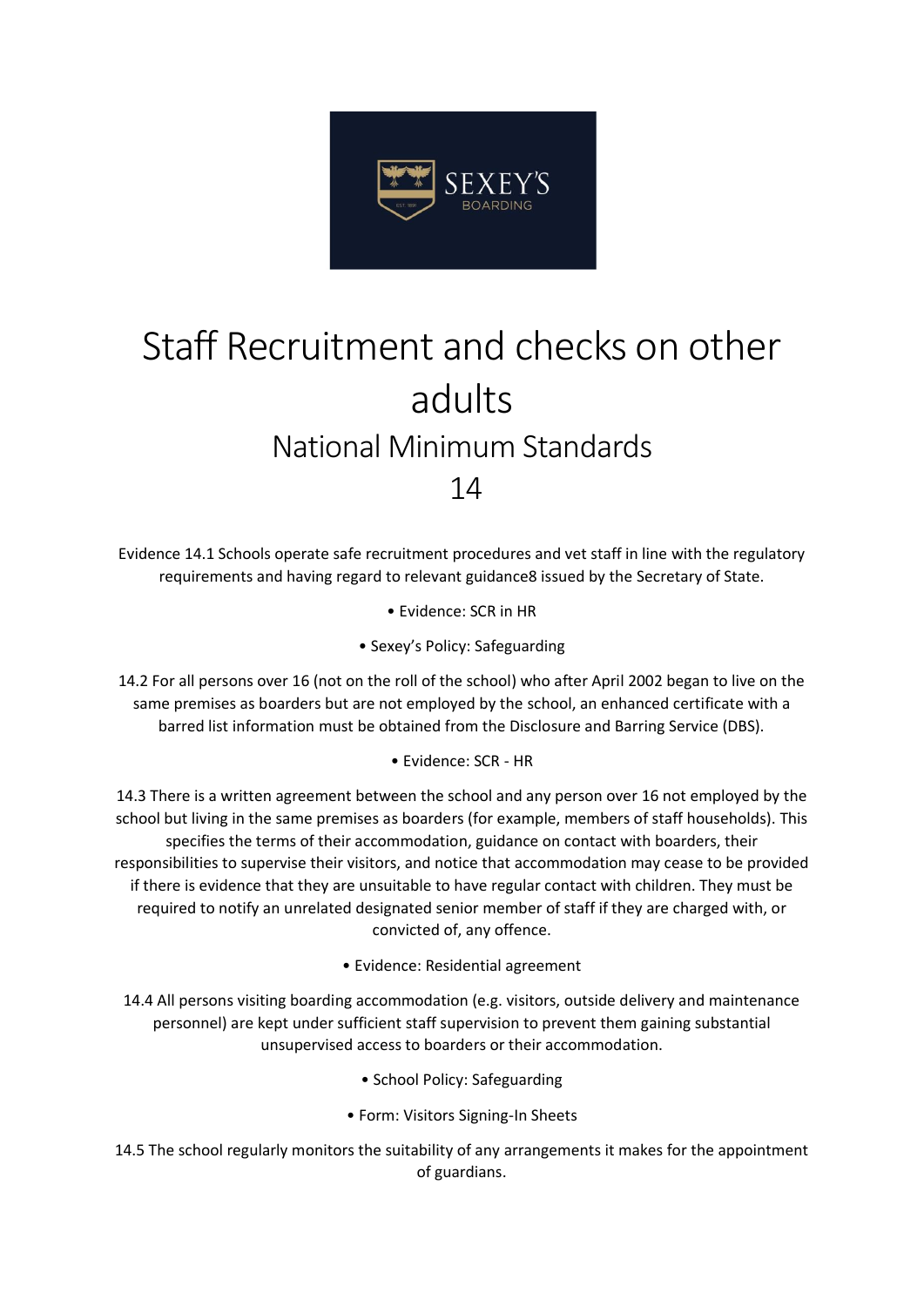# Staff Recruitment and checks on other adults

## National Minimum Standards

## 14

Evidence 14.1 Schools operate safe recruitment procedures and vet staff in line with the regulatory requirements and having regard to relevant guidance8 issued by the Secretary of State.

- Evidence: SCR in HR
- Sexey's Policy: Safeguarding

14.2 For all persons over 16 (not on the roll of the school) who after April 2002 began to live on the same premises as boarders but are not employed by the school, an enhanced certificate with a barred list information must be obtained from the Disclosure and Barring Service (DBS).

- Evidence: SCR - HR

14.3 There is a written agreement between the school and any person over 16 not employed by the school but living in the same premises as boarders (for example, members of staff households). This specifies the terms of their accommodation, guidance on contact with boarders, their responsibilities to supervise their visitors, and notice that accommodation may cease to be provided if there is evidence that they are unsuitable to have regular contact with children. They must be required to notify an unrelated designated senior member of staff if they are charged with, or convicted of, any offence.

- Evidence: Residential agreement

14.4 All persons visiting boarding accommodation (e.g. visitors, outside delivery and maintenance personnel) are kept under sufficient staff supervision to prevent them gaining substantial unsupervised access to boarders or their accommodation.

- School Policy: Safeguarding
- Form: Visitors Signing-In Sheets

14.5 The school regularly monitors the suitability of any arrangements it makes for the appointment of guardians.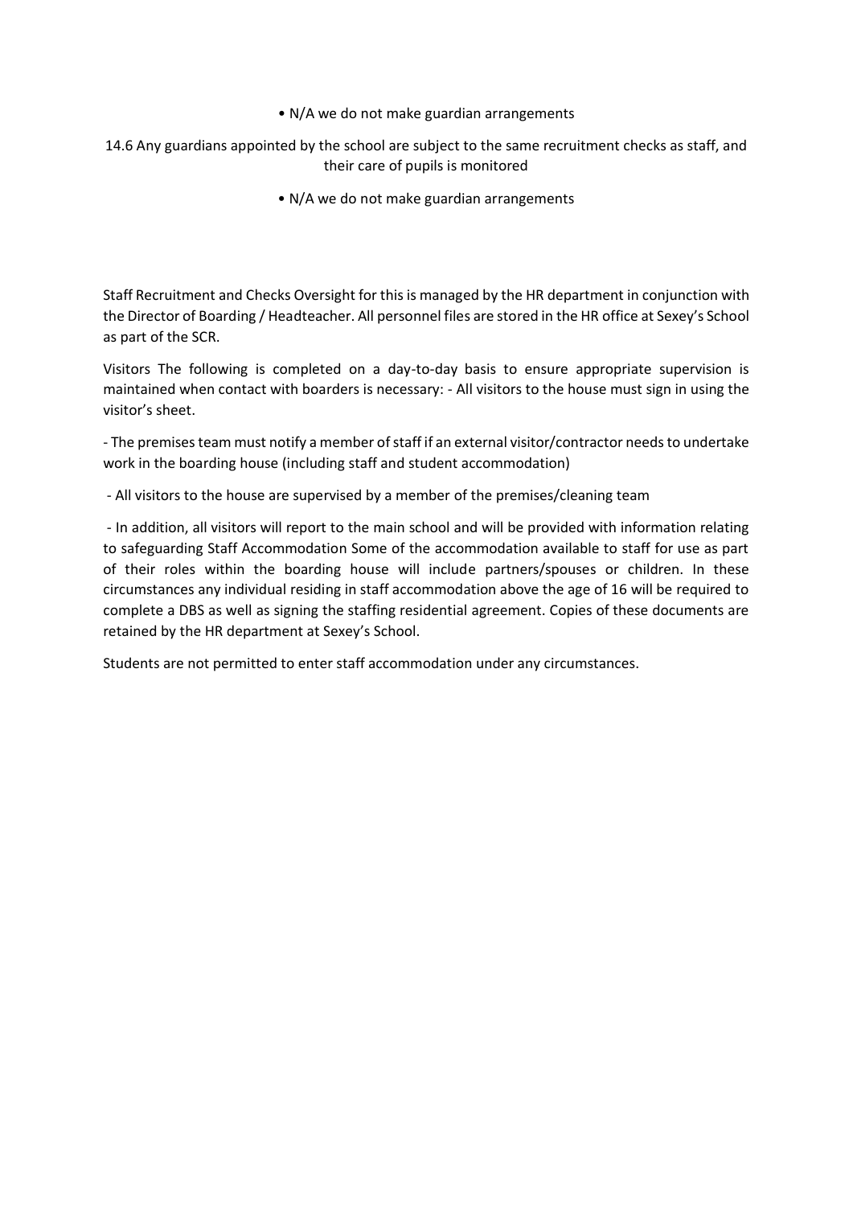• N/A we do not make guardian arrangements

14.6 Any guardians appointed by the school are subject to the same recruitment checks as staff, and their care of pupils is monitored

• N/A we do not make guardian arrangements

Staff Recruitment and Checks Oversight for this is managed by the HR department in conjunction with the Director of Boarding / Headteacher. All personnel files are stored in the HR office at Sexey's School as part of the SCR.

Visitors The following is completed on a day-to-day basis to ensure appropriate supervision is maintained when contact with boarders is necessary: - All visitors to the house must sign in using the visitor's sheet.

- The premises team must notify a member of staff if an external visitor/contractor needs to undertake work in the boarding house (including staff and student accommodation)

- All visitors to the house are supervised by a member of the premises/cleaning team

- In addition, all visitors will report to the main school and will be provided with information relating to safeguarding Staff Accommodation Some of the accommodation available to staff for use as part of their roles within the boarding house will include partners/spouses or children. In these circumstances any individual residing in staff accommodation above the age of 16 will be required to complete a DBS as well as signing the staffing residential agreement. Copies of these documents are retained by the HR department at Sexey's School.

Students are not permitted to enter staff accommodation under any circumstances.